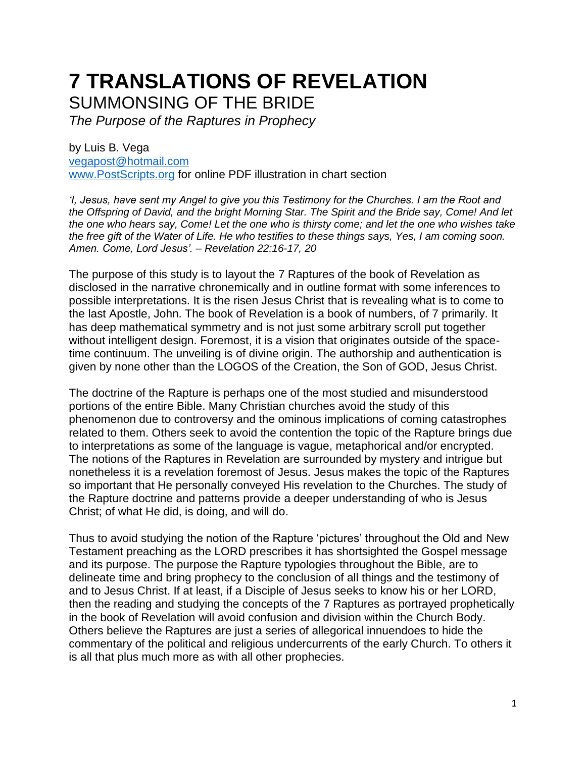# 7 TRANSLATIONS OF REVELATION

## SUMMONSING OF THE BRIDE

*The Purpose of the Raptures in Prophecy*

by Luis B. Vega
vegapost@hotmail.com
www.PostScripts.org for online PDF illustration in chart section

*'I, Jesus, have sent my Angel to give you this Testimony for the Churches. I am the Root and the Offspring of David, and the bright Morning Star. The Spirit and the Bride say, Come! And let the one who hears say, Come! Let the one who is thirsty come; and let the one who wishes take the free gift of the Water of Life. He who testifies to these things says, Yes, I am coming soon. Amen. Come, Lord Jesus'. – Revelation 22:16-17, 20*

The purpose of this study is to layout the 7 Raptures of the book of Revelation as disclosed in the narrative chronemically and in outline format with some inferences to possible interpretations. It is the risen Jesus Christ that is revealing what is to come to the last Apostle, John. The book of Revelation is a book of numbers, of 7 primarily. It has deep mathematical symmetry and is not just some arbitrary scroll put together without intelligent design. Foremost, it is a vision that originates outside of the space-time continuum. The unveiling is of divine origin. The authorship and authentication is given by none other than the LOGOS of the Creation, the Son of GOD, Jesus Christ.

The doctrine of the Rapture is perhaps one of the most studied and misunderstood portions of the entire Bible. Many Christian churches avoid the study of this phenomenon due to controversy and the ominous implications of coming catastrophes related to them. Others seek to avoid the contention the topic of the Rapture brings due to interpretations as some of the language is vague, metaphorical and/or encrypted. The notions of the Raptures in Revelation are surrounded by mystery and intrigue but nonetheless it is a revelation foremost of Jesus. Jesus makes the topic of the Raptures so important that He personally conveyed His revelation to the Churches. The study of the Rapture doctrine and patterns provide a deeper understanding of who is Jesus Christ; of what He did, is doing, and will do.

Thus to avoid studying the notion of the Rapture 'pictures' throughout the Old and New Testament preaching as the LORD prescribes it has shortsighted the Gospel message and its purpose. The purpose the Rapture typologies throughout the Bible, are to delineate time and bring prophecy to the conclusion of all things and the testimony of and to Jesus Christ. If at least, if a Disciple of Jesus seeks to know his or her LORD, then the reading and studying the concepts of the 7 Raptures as portrayed prophetically in the book of Revelation will avoid confusion and division within the Church Body. Others believe the Raptures are just a series of allegorical innuendoes to hide the commentary of the political and religious undercurrents of the early Church. To others it is all that plus much more as with all other prophecies.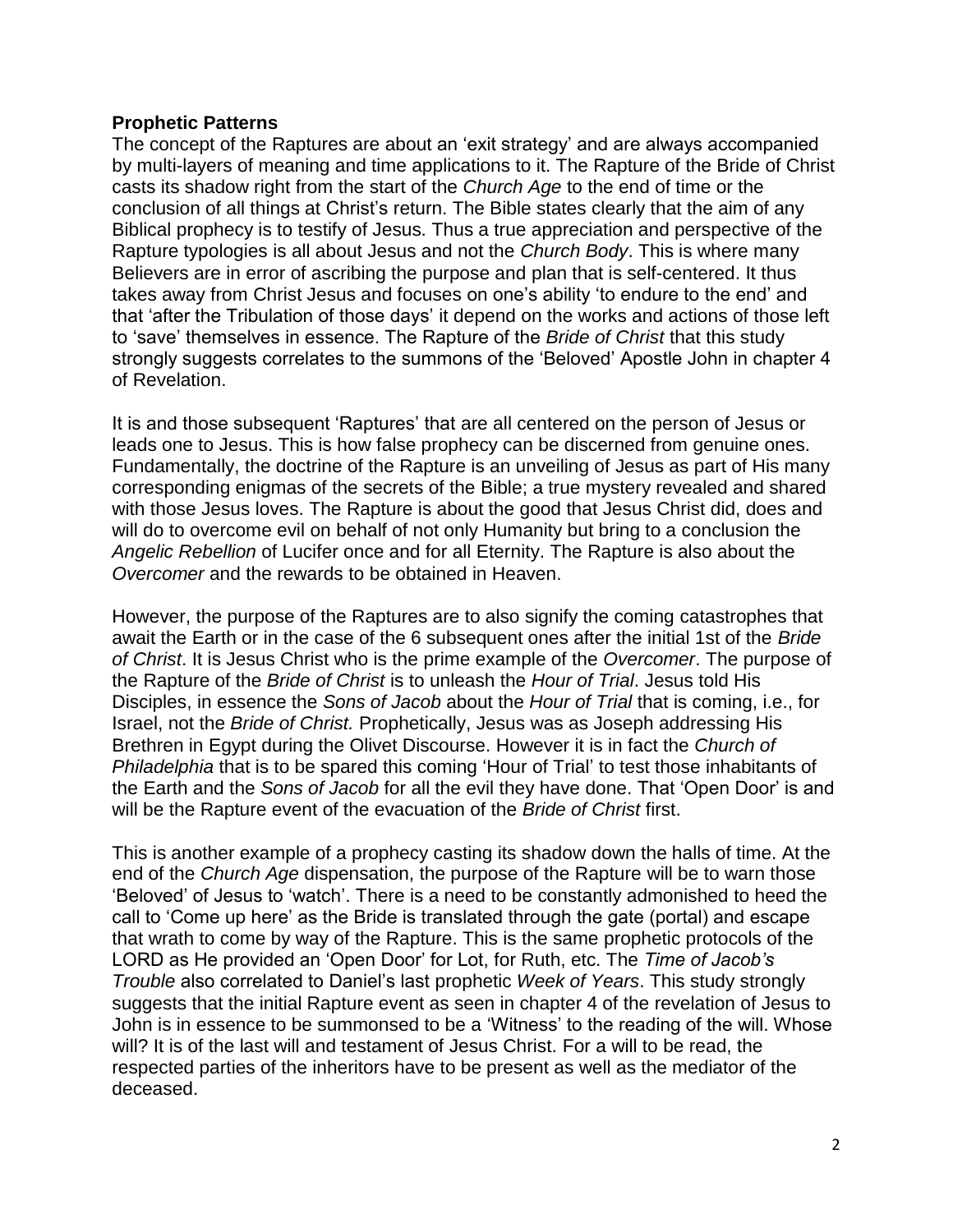**Prophetic Patterns**

The concept of the Raptures are about an 'exit strategy' and are always accompanied by multi-layers of meaning and time applications to it. The Rapture of the Bride of Christ casts its shadow right from the start of the *Church Age* to the end of time or the conclusion of all things at Christ's return. The Bible states clearly that the aim of any Biblical prophecy is to testify of Jesus. Thus a true appreciation and perspective of the Rapture typologies is all about Jesus and not the *Church Body*. This is where many Believers are in error of ascribing the purpose and plan that is self-centered. It thus takes away from Christ Jesus and focuses on one's ability 'to endure to the end' and that 'after the Tribulation of those days' it depend on the works and actions of those left to 'save' themselves in essence. The Rapture of the *Bride of Christ* that this study strongly suggests correlates to the summons of the 'Beloved' Apostle John in chapter 4 of Revelation.

It is and those subsequent 'Raptures' that are all centered on the person of Jesus or leads one to Jesus. This is how false prophecy can be discerned from genuine ones. Fundamentally, the doctrine of the Rapture is an unveiling of Jesus as part of His many corresponding enigmas of the secrets of the Bible; a true mystery revealed and shared with those Jesus loves. The Rapture is about the good that Jesus Christ did, does and will do to overcome evil on behalf of not only Humanity but bring to a conclusion the *Angelic Rebellion* of Lucifer once and for all Eternity. The Rapture is also about the *Overcomer* and the rewards to be obtained in Heaven.

However, the purpose of the Raptures are to also signify the coming catastrophes that await the Earth or in the case of the 6 subsequent ones after the initial 1st of the *Bride of Christ*. It is Jesus Christ who is the prime example of the *Overcomer*. The purpose of the Rapture of the *Bride of Christ* is to unleash the *Hour of Trial*. Jesus told His Disciples, in essence the *Sons of Jacob* about the *Hour of Trial* that is coming, i.e., for Israel, not the *Bride of Christ.* Prophetically, Jesus was as Joseph addressing His Brethren in Egypt during the Olivet Discourse. However it is in fact the *Church of Philadelphia* that is to be spared this coming 'Hour of Trial' to test those inhabitants of the Earth and the *Sons of Jacob* for all the evil they have done. That 'Open Door' is and will be the Rapture event of the evacuation of the *Bride of Christ* first.

This is another example of a prophecy casting its shadow down the halls of time. At the end of the *Church Age* dispensation, the purpose of the Rapture will be to warn those 'Beloved' of Jesus to 'watch'. There is a need to be constantly admonished to heed the call to 'Come up here' as the Bride is translated through the gate (portal) and escape that wrath to come by way of the Rapture. This is the same prophetic protocols of the LORD as He provided an 'Open Door' for Lot, for Ruth, etc. The *Time of Jacob's Trouble* also correlated to Daniel's last prophetic *Week of Years*. This study strongly suggests that the initial Rapture event as seen in chapter 4 of the revelation of Jesus to John is in essence to be summonsed to be a 'Witness' to the reading of the will. Whose will? It is of the last will and testament of Jesus Christ. For a will to be read, the respected parties of the inheritors have to be present as well as the mediator of the deceased.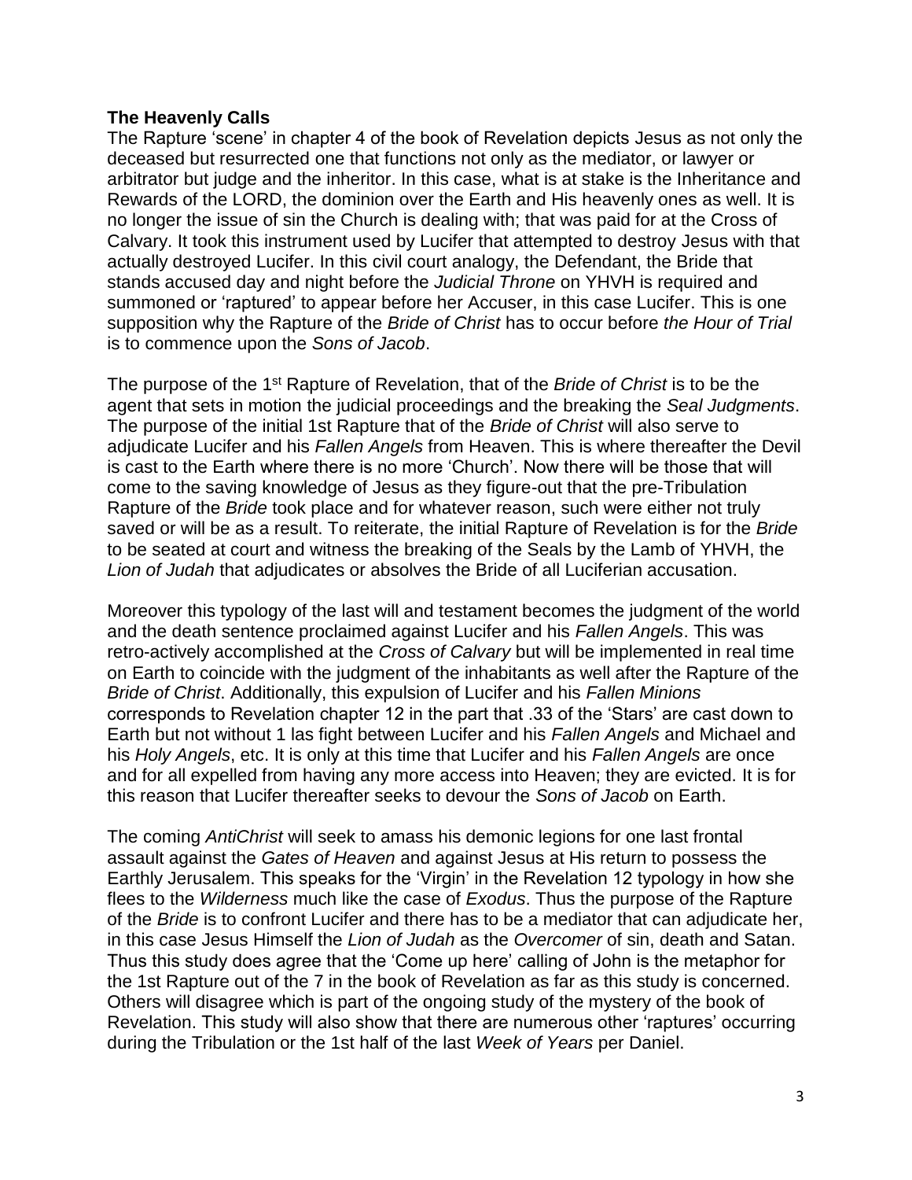**The Heavenly Calls**

The Rapture 'scene' in chapter 4 of the book of Revelation depicts Jesus as not only the deceased but resurrected one that functions not only as the mediator, or lawyer or arbitrator but judge and the inheritor. In this case, what is at stake is the Inheritance and Rewards of the LORD, the dominion over the Earth and His heavenly ones as well. It is no longer the issue of sin the Church is dealing with; that was paid for at the Cross of Calvary. It took this instrument used by Lucifer that attempted to destroy Jesus with that actually destroyed Lucifer. In this civil court analogy, the Defendant, the Bride that stands accused day and night before the *Judicial Throne* on YHVH is required and summoned or 'raptured' to appear before her Accuser, in this case Lucifer. This is one supposition why the Rapture of the *Bride of Christ* has to occur before *the Hour of Trial* is to commence upon the *Sons of Jacob*.

The purpose of the 1st Rapture of Revelation, that of the *Bride of Christ* is to be the agent that sets in motion the judicial proceedings and the breaking the *Seal Judgments*. The purpose of the initial 1st Rapture that of the *Bride of Christ* will also serve to adjudicate Lucifer and his *Fallen Angels* from Heaven. This is where thereafter the Devil is cast to the Earth where there is no more 'Church'. Now there will be those that will come to the saving knowledge of Jesus as they figure-out that the pre-Tribulation Rapture of the *Bride* took place and for whatever reason, such were either not truly saved or will be as a result. To reiterate, the initial Rapture of Revelation is for the *Bride* to be seated at court and witness the breaking of the Seals by the Lamb of YHVH, the *Lion of Judah* that adjudicates or absolves the Bride of all Luciferian accusation.

Moreover this typology of the last will and testament becomes the judgment of the world and the death sentence proclaimed against Lucifer and his *Fallen Angels*. This was retro-actively accomplished at the *Cross of Calvary* but will be implemented in real time on Earth to coincide with the judgment of the inhabitants as well after the Rapture of the *Bride of Christ*. Additionally, this expulsion of Lucifer and his *Fallen Minions* corresponds to Revelation chapter 12 in the part that .33 of the 'Stars' are cast down to Earth but not without 1 las fight between Lucifer and his *Fallen Angels* and Michael and his *Holy Angels*, etc. It is only at this time that Lucifer and his *Fallen Angels* are once and for all expelled from having any more access into Heaven; they are evicted. It is for this reason that Lucifer thereafter seeks to devour the *Sons of Jacob* on Earth.

The coming *AntiChrist* will seek to amass his demonic legions for one last frontal assault against the *Gates of Heaven* and against Jesus at His return to possess the Earthly Jerusalem. This speaks for the 'Virgin' in the Revelation 12 typology in how she flees to the *Wilderness* much like the case of *Exodus*. Thus the purpose of the Rapture of the *Bride* is to confront Lucifer and there has to be a mediator that can adjudicate her, in this case Jesus Himself the *Lion of Judah* as the *Overcomer* of sin, death and Satan. Thus this study does agree that the 'Come up here' calling of John is the metaphor for the 1st Rapture out of the 7 in the book of Revelation as far as this study is concerned. Others will disagree which is part of the ongoing study of the mystery of the book of Revelation. This study will also show that there are numerous other 'raptures' occurring during the Tribulation or the 1st half of the last *Week of Years* per Daniel.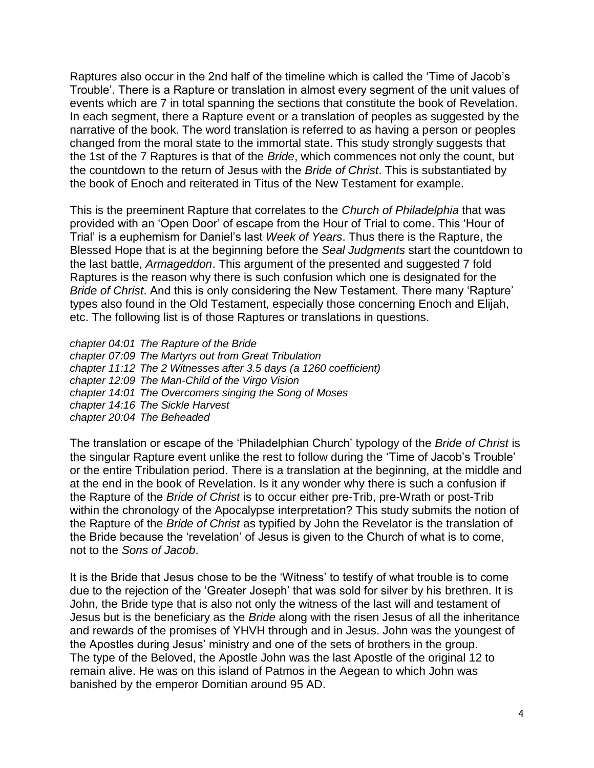Raptures also occur in the 2nd half of the timeline which is called the 'Time of Jacob's Trouble'. There is a Rapture or translation in almost every segment of the unit values of events which are 7 in total spanning the sections that constitute the book of Revelation. In each segment, there a Rapture event or a translation of peoples as suggested by the narrative of the book. The word translation is referred to as having a person or peoples changed from the moral state to the immortal state. This study strongly suggests that the 1st of the 7 Raptures is that of the *Bride*, which commences not only the count, but the countdown to the return of Jesus with the *Bride of Christ*. This is substantiated by the book of Enoch and reiterated in Titus of the New Testament for example.

This is the preeminent Rapture that correlates to the *Church of Philadelphia* that was provided with an 'Open Door' of escape from the Hour of Trial to come. This 'Hour of Trial' is a euphemism for Daniel's last *Week of Years*. Thus there is the Rapture, the Blessed Hope that is at the beginning before the *Seal Judgments* start the countdown to the last battle, *Armageddon*. This argument of the presented and suggested 7 fold Raptures is the reason why there is such confusion which one is designated for the *Bride of Christ*. And this is only considering the New Testament. There many 'Rapture' types also found in the Old Testament, especially those concerning Enoch and Elijah, etc. The following list is of those Raptures or translations in questions.

*chapter 04:01 The Rapture of the Bride*
*chapter 07:09 The Martyrs out from Great Tribulation*
*chapter 11:12 The 2 Witnesses after 3.5 days (a 1260 coefficient)*
*chapter 12:09 The Man-Child of the Virgo Vision*
*chapter 14:01 The Overcomers singing the Song of Moses*
*chapter 14:16 The Sickle Harvest*
*chapter 20:04 The Beheaded*

The translation or escape of the 'Philadelphian Church' typology of the *Bride of Christ* is the singular Rapture event unlike the rest to follow during the 'Time of Jacob's Trouble' or the entire Tribulation period. There is a translation at the beginning, at the middle and at the end in the book of Revelation. Is it any wonder why there is such a confusion if the Rapture of the *Bride of Christ* is to occur either pre-Trib, pre-Wrath or post-Trib within the chronology of the Apocalypse interpretation? This study submits the notion of the Rapture of the *Bride of Christ* as typified by John the Revelator is the translation of the Bride because the 'revelation' of Jesus is given to the Church of what is to come, not to the *Sons of Jacob*.

It is the Bride that Jesus chose to be the 'Witness' to testify of what trouble is to come due to the rejection of the 'Greater Joseph' that was sold for silver by his brethren. It is John, the Bride type that is also not only the witness of the last will and testament of Jesus but is the beneficiary as the *Bride* along with the risen Jesus of all the inheritance and rewards of the promises of YHVH through and in Jesus. John was the youngest of the Apostles during Jesus' ministry and one of the sets of brothers in the group. The type of the Beloved, the Apostle John was the last Apostle of the original 12 to remain alive. He was on this island of Patmos in the Aegean to which John was banished by the emperor Domitian around 95 AD.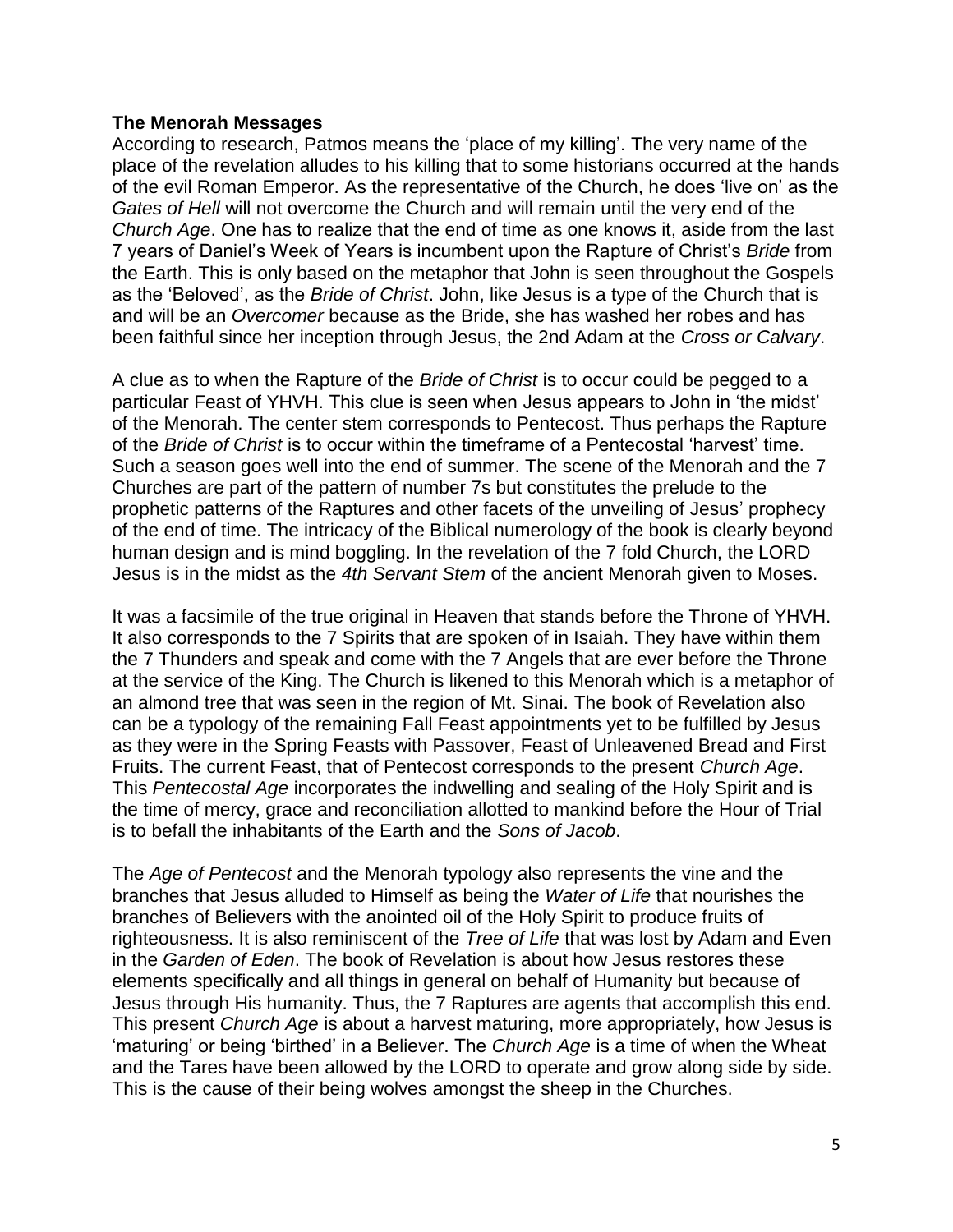**The Menorah Messages**

According to research, Patmos means the 'place of my killing'. The very name of the place of the revelation alludes to his killing that to some historians occurred at the hands of the evil Roman Emperor. As the representative of the Church, he does 'live on' as the *Gates of Hell* will not overcome the Church and will remain until the very end of the *Church Age*. One has to realize that the end of time as one knows it, aside from the last 7 years of Daniel's Week of Years is incumbent upon the Rapture of Christ's *Bride* from the Earth. This is only based on the metaphor that John is seen throughout the Gospels as the 'Beloved', as the *Bride of Christ*. John, like Jesus is a type of the Church that is and will be an *Overcomer* because as the Bride, she has washed her robes and has been faithful since her inception through Jesus, the 2nd Adam at the *Cross or Calvary*.

A clue as to when the Rapture of the *Bride of Christ* is to occur could be pegged to a particular Feast of YHVH. This clue is seen when Jesus appears to John in 'the midst' of the Menorah. The center stem corresponds to Pentecost. Thus perhaps the Rapture of the *Bride of Christ* is to occur within the timeframe of a Pentecostal 'harvest' time. Such a season goes well into the end of summer. The scene of the Menorah and the 7 Churches are part of the pattern of number 7s but constitutes the prelude to the prophetic patterns of the Raptures and other facets of the unveiling of Jesus' prophecy of the end of time. The intricacy of the Biblical numerology of the book is clearly beyond human design and is mind boggling. In the revelation of the 7 fold Church, the LORD Jesus is in the midst as the *4th Servant Stem* of the ancient Menorah given to Moses.

It was a facsimile of the true original in Heaven that stands before the Throne of YHVH. It also corresponds to the 7 Spirits that are spoken of in Isaiah. They have within them the 7 Thunders and speak and come with the 7 Angels that are ever before the Throne at the service of the King. The Church is likened to this Menorah which is a metaphor of an almond tree that was seen in the region of Mt. Sinai. The book of Revelation also can be a typology of the remaining Fall Feast appointments yet to be fulfilled by Jesus as they were in the Spring Feasts with Passover, Feast of Unleavened Bread and First Fruits. The current Feast, that of Pentecost corresponds to the present *Church Age*. This *Pentecostal Age* incorporates the indwelling and sealing of the Holy Spirit and is the time of mercy, grace and reconciliation allotted to mankind before the Hour of Trial is to befall the inhabitants of the Earth and the *Sons of Jacob*.

The *Age of Pentecost* and the Menorah typology also represents the vine and the branches that Jesus alluded to Himself as being the *Water of Life* that nourishes the branches of Believers with the anointed oil of the Holy Spirit to produce fruits of righteousness. It is also reminiscent of the *Tree of Life* that was lost by Adam and Even in the *Garden of Eden*. The book of Revelation is about how Jesus restores these elements specifically and all things in general on behalf of Humanity but because of Jesus through His humanity. Thus, the 7 Raptures are agents that accomplish this end. This present *Church Age* is about a harvest maturing, more appropriately, how Jesus is 'maturing' or being 'birthed' in a Believer. The *Church Age* is a time of when the Wheat and the Tares have been allowed by the LORD to operate and grow along side by side. This is the cause of their being wolves amongst the sheep in the Churches.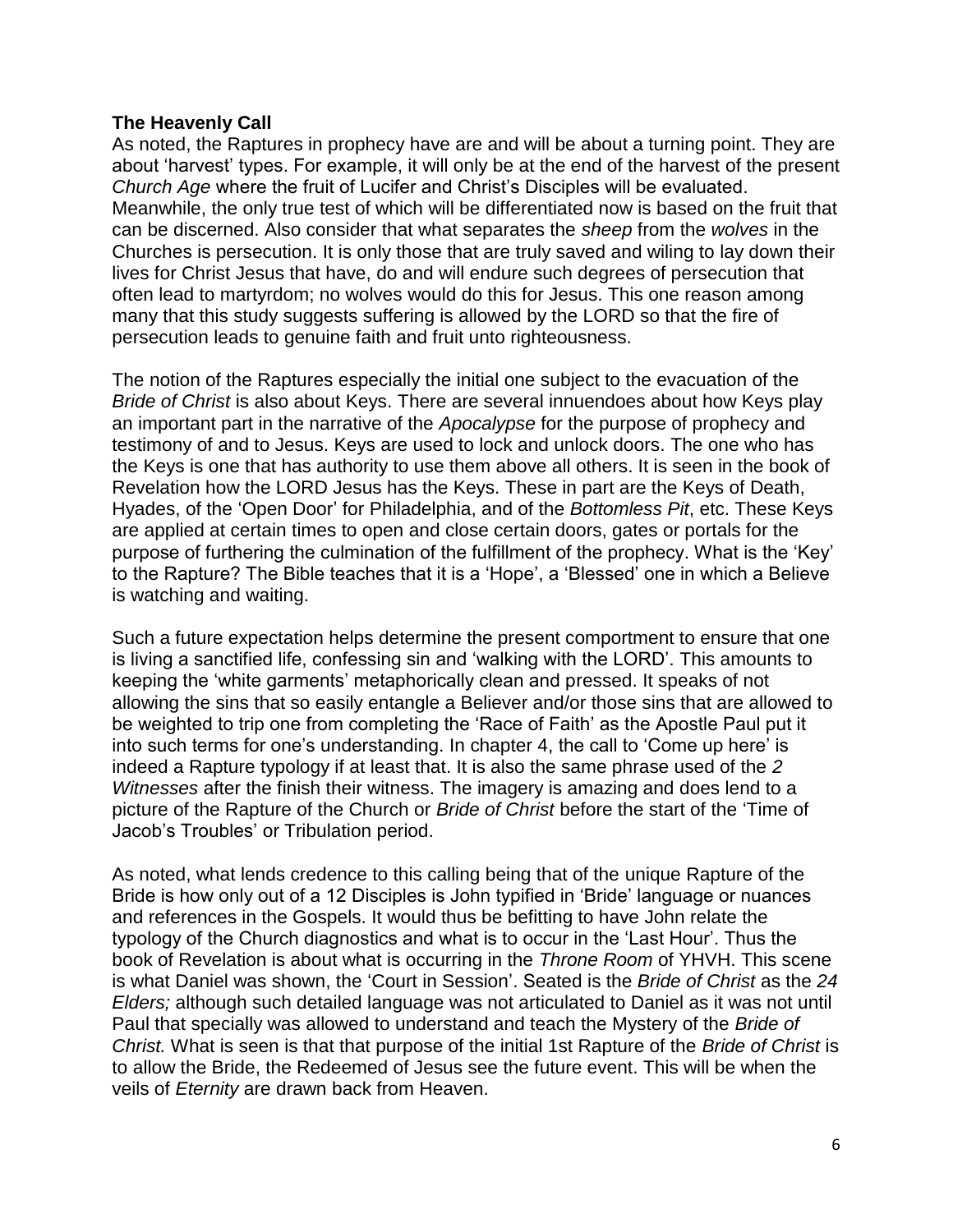**The Heavenly Call**

As noted, the Raptures in prophecy have are and will be about a turning point. They are about 'harvest' types. For example, it will only be at the end of the harvest of the present *Church Age* where the fruit of Lucifer and Christ's Disciples will be evaluated. Meanwhile, the only true test of which will be differentiated now is based on the fruit that can be discerned. Also consider that what separates the *sheep* from the *wolves* in the Churches is persecution. It is only those that are truly saved and wiling to lay down their lives for Christ Jesus that have, do and will endure such degrees of persecution that often lead to martyrdom; no wolves would do this for Jesus. This one reason among many that this study suggests suffering is allowed by the LORD so that the fire of persecution leads to genuine faith and fruit unto righteousness.

The notion of the Raptures especially the initial one subject to the evacuation of the *Bride of Christ* is also about Keys. There are several innuendoes about how Keys play an important part in the narrative of the *Apocalypse* for the purpose of prophecy and testimony of and to Jesus. Keys are used to lock and unlock doors. The one who has the Keys is one that has authority to use them above all others. It is seen in the book of Revelation how the LORD Jesus has the Keys. These in part are the Keys of Death, Hyades, of the 'Open Door' for Philadelphia, and of the *Bottomless Pit*, etc. These Keys are applied at certain times to open and close certain doors, gates or portals for the purpose of furthering the culmination of the fulfillment of the prophecy. What is the 'Key' to the Rapture? The Bible teaches that it is a 'Hope', a 'Blessed' one in which a Believe is watching and waiting.

Such a future expectation helps determine the present comportment to ensure that one is living a sanctified life, confessing sin and 'walking with the LORD'. This amounts to keeping the 'white garments' metaphorically clean and pressed. It speaks of not allowing the sins that so easily entangle a Believer and/or those sins that are allowed to be weighted to trip one from completing the 'Race of Faith' as the Apostle Paul put it into such terms for one's understanding. In chapter 4, the call to 'Come up here' is indeed a Rapture typology if at least that. It is also the same phrase used of the *2 Witnesses* after the finish their witness. The imagery is amazing and does lend to a picture of the Rapture of the Church or *Bride of Christ* before the start of the 'Time of Jacob's Troubles' or Tribulation period.

As noted, what lends credence to this calling being that of the unique Rapture of the Bride is how only out of a 12 Disciples is John typified in 'Bride' language or nuances and references in the Gospels. It would thus be befitting to have John relate the typology of the Church diagnostics and what is to occur in the 'Last Hour'. Thus the book of Revelation is about what is occurring in the *Throne Room* of YHVH. This scene is what Daniel was shown, the 'Court in Session'. Seated is the *Bride of Christ* as the *24 Elders;* although such detailed language was not articulated to Daniel as it was not until Paul that specially was allowed to understand and teach the Mystery of the *Bride of Christ.* What is seen is that that purpose of the initial 1st Rapture of the *Bride of Christ* is to allow the Bride, the Redeemed of Jesus see the future event. This will be when the veils of *Eternity* are drawn back from Heaven.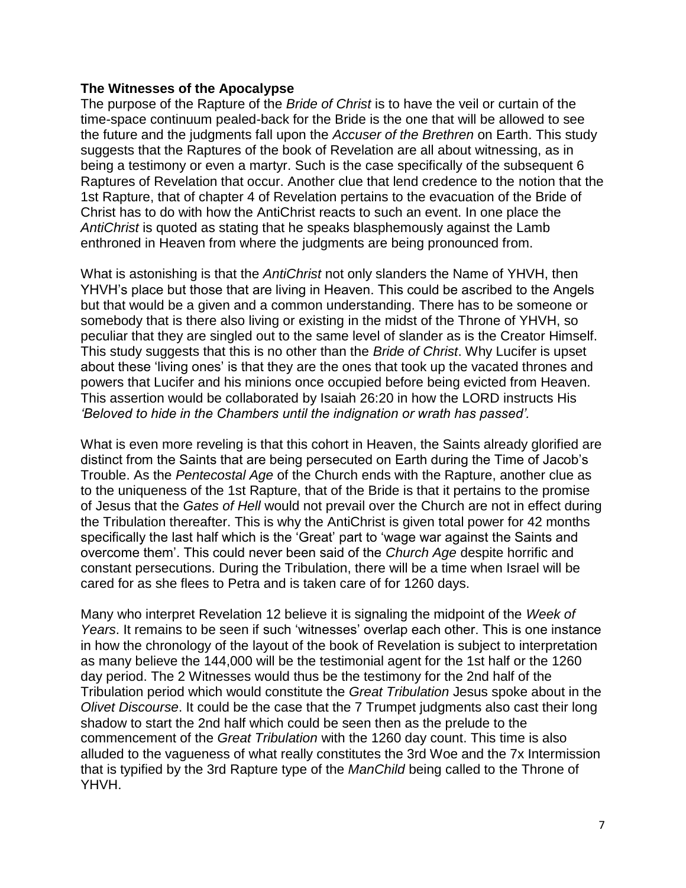**The Witnesses of the Apocalypse**

The purpose of the Rapture of the *Bride of Christ* is to have the veil or curtain of the time-space continuum pealed-back for the Bride is the one that will be allowed to see the future and the judgments fall upon the *Accuser of the Brethren* on Earth. This study suggests that the Raptures of the book of Revelation are all about witnessing, as in being a testimony or even a martyr. Such is the case specifically of the subsequent 6 Raptures of Revelation that occur. Another clue that lend credence to the notion that the 1st Rapture, that of chapter 4 of Revelation pertains to the evacuation of the Bride of Christ has to do with how the AntiChrist reacts to such an event. In one place the *AntiChrist* is quoted as stating that he speaks blasphemously against the Lamb enthroned in Heaven from where the judgments are being pronounced from.

What is astonishing is that the *AntiChrist* not only slanders the Name of YHVH, then YHVH's place but those that are living in Heaven. This could be ascribed to the Angels but that would be a given and a common understanding. There has to be someone or somebody that is there also living or existing in the midst of the Throne of YHVH, so peculiar that they are singled out to the same level of slander as is the Creator Himself. This study suggests that this is no other than the *Bride of Christ*. Why Lucifer is upset about these 'living ones' is that they are the ones that took up the vacated thrones and powers that Lucifer and his minions once occupied before being evicted from Heaven. This assertion would be collaborated by Isaiah 26:20 in how the LORD instructs His *'Beloved to hide in the Chambers until the indignation or wrath has passed'.*

What is even more reveling is that this cohort in Heaven, the Saints already glorified are distinct from the Saints that are being persecuted on Earth during the Time of Jacob's Trouble. As the *Pentecostal Age* of the Church ends with the Rapture, another clue as to the uniqueness of the 1st Rapture, that of the Bride is that it pertains to the promise of Jesus that the *Gates of Hell* would not prevail over the Church are not in effect during the Tribulation thereafter. This is why the AntiChrist is given total power for 42 months specifically the last half which is the 'Great' part to 'wage war against the Saints and overcome them'. This could never been said of the *Church Age* despite horrific and constant persecutions. During the Tribulation, there will be a time when Israel will be cared for as she flees to Petra and is taken care of for 1260 days.

Many who interpret Revelation 12 believe it is signaling the midpoint of the *Week of Years*. It remains to be seen if such 'witnesses' overlap each other. This is one instance in how the chronology of the layout of the book of Revelation is subject to interpretation as many believe the 144,000 will be the testimonial agent for the 1st half or the 1260 day period. The 2 Witnesses would thus be the testimony for the 2nd half of the Tribulation period which would constitute the *Great Tribulation* Jesus spoke about in the *Olivet Discourse*. It could be the case that the 7 Trumpet judgments also cast their long shadow to start the 2nd half which could be seen then as the prelude to the commencement of the *Great Tribulation* with the 1260 day count. This time is also alluded to the vagueness of what really constitutes the 3rd Woe and the 7x Intermission that is typified by the 3rd Rapture type of the *ManChild* being called to the Throne of YHVH.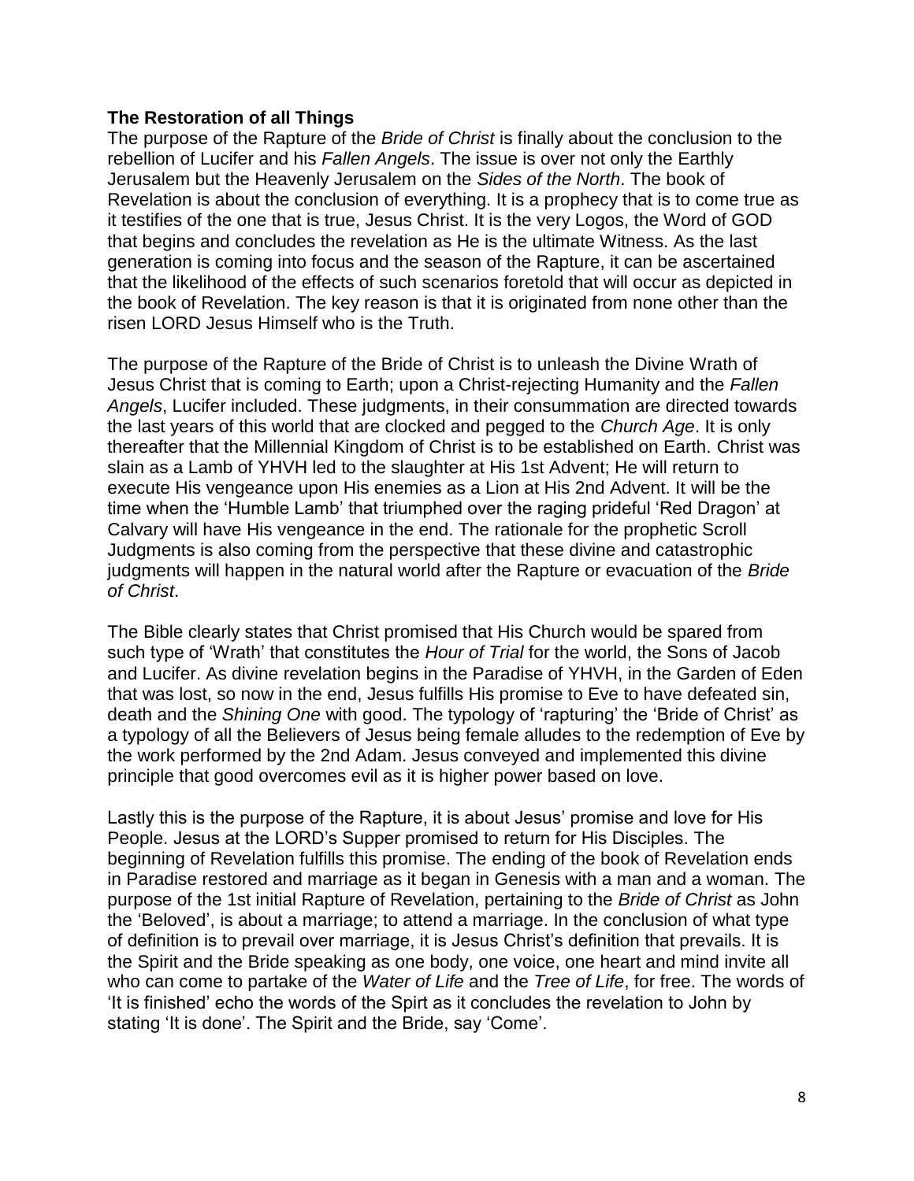**The Restoration of all Things**

The purpose of the Rapture of the *Bride of Christ* is finally about the conclusion to the rebellion of Lucifer and his *Fallen Angels*. The issue is over not only the Earthly Jerusalem but the Heavenly Jerusalem on the *Sides of the North*. The book of Revelation is about the conclusion of everything. It is a prophecy that is to come true as it testifies of the one that is true, Jesus Christ. It is the very Logos, the Word of GOD that begins and concludes the revelation as He is the ultimate Witness. As the last generation is coming into focus and the season of the Rapture, it can be ascertained that the likelihood of the effects of such scenarios foretold that will occur as depicted in the book of Revelation. The key reason is that it is originated from none other than the risen LORD Jesus Himself who is the Truth.

The purpose of the Rapture of the Bride of Christ is to unleash the Divine Wrath of Jesus Christ that is coming to Earth; upon a Christ-rejecting Humanity and the *Fallen Angels*, Lucifer included. These judgments, in their consummation are directed towards the last years of this world that are clocked and pegged to the *Church Age*. It is only thereafter that the Millennial Kingdom of Christ is to be established on Earth. Christ was slain as a Lamb of YHVH led to the slaughter at His 1st Advent; He will return to execute His vengeance upon His enemies as a Lion at His 2nd Advent. It will be the time when the 'Humble Lamb' that triumphed over the raging prideful 'Red Dragon' at Calvary will have His vengeance in the end. The rationale for the prophetic Scroll Judgments is also coming from the perspective that these divine and catastrophic judgments will happen in the natural world after the Rapture or evacuation of the *Bride of Christ*.

The Bible clearly states that Christ promised that His Church would be spared from such type of 'Wrath' that constitutes the *Hour of Trial* for the world, the Sons of Jacob and Lucifer. As divine revelation begins in the Paradise of YHVH, in the Garden of Eden that was lost, so now in the end, Jesus fulfills His promise to Eve to have defeated sin, death and the *Shining One* with good. The typology of 'rapturing' the 'Bride of Christ' as a typology of all the Believers of Jesus being female alludes to the redemption of Eve by the work performed by the 2nd Adam. Jesus conveyed and implemented this divine principle that good overcomes evil as it is higher power based on love.

Lastly this is the purpose of the Rapture, it is about Jesus' promise and love for His People. Jesus at the LORD's Supper promised to return for His Disciples. The beginning of Revelation fulfills this promise. The ending of the book of Revelation ends in Paradise restored and marriage as it began in Genesis with a man and a woman. The purpose of the 1st initial Rapture of Revelation, pertaining to the *Bride of Christ* as John the 'Beloved', is about a marriage; to attend a marriage. In the conclusion of what type of definition is to prevail over marriage, it is Jesus Christ's definition that prevails. It is the Spirit and the Bride speaking as one body, one voice, one heart and mind invite all who can come to partake of the *Water of Life* and the *Tree of Life*, for free. The words of 'It is finished' echo the words of the Spirt as it concludes the revelation to John by stating 'It is done'. The Spirit and the Bride, say 'Come'.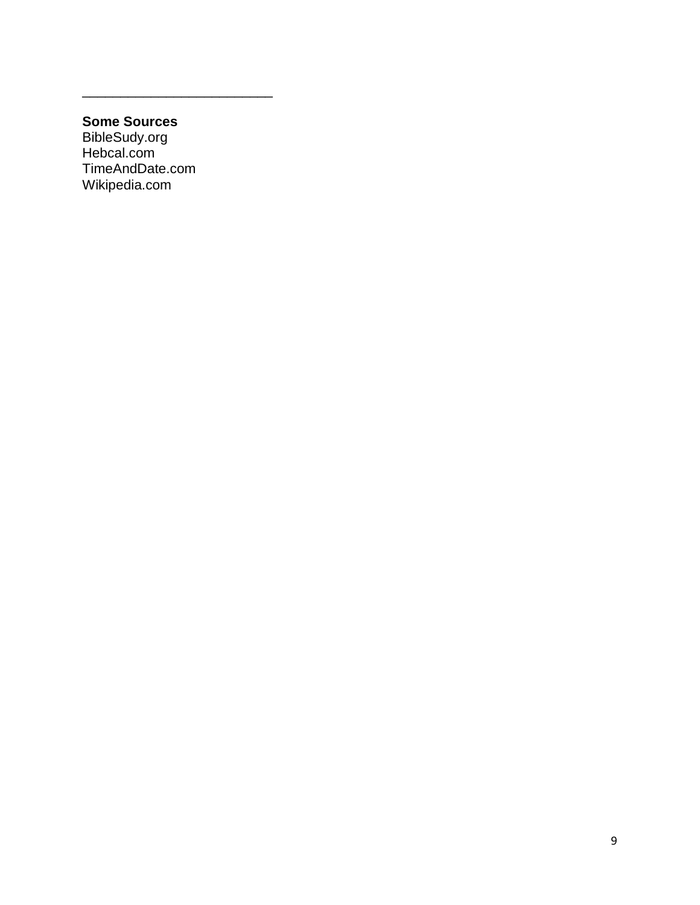\_\_\_\_\_\_\_\_\_\_\_\_\_\_\_\_\_\_\_\_\_\_\_\_\_\_

**Some Sources**
BibleSudy.org
Hebcal.com
TimeAndDate.com
Wikipedia.com